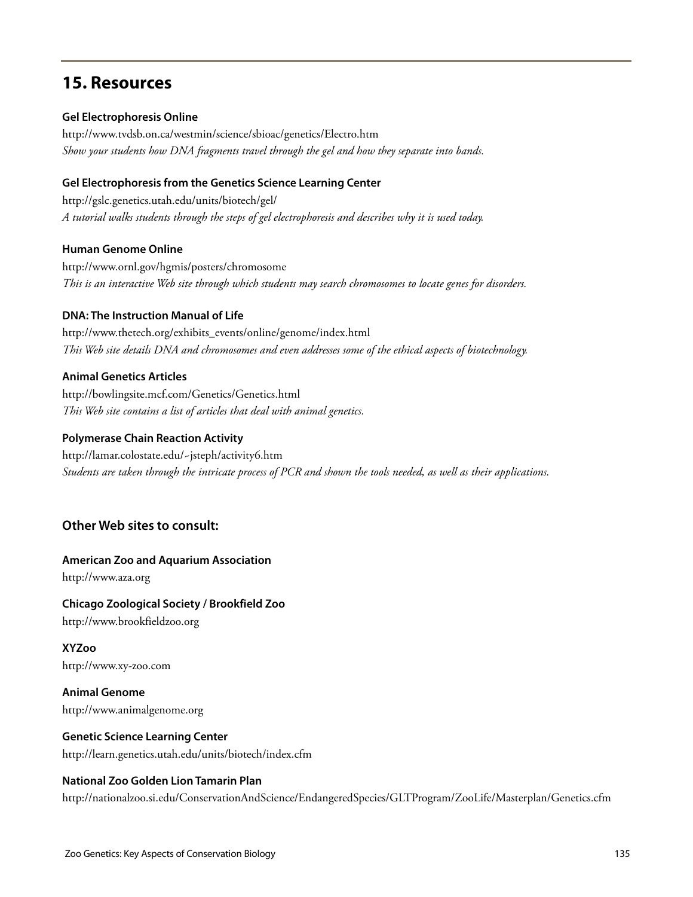## 15. Resources

**Gel Electrophoresis Online**

http://www.tvdsb.on.ca/westmin/science/sbioac/genetics/Electro.htm

*Show your students how DNA fragments travel through the gel and how they separate into bands.*

**Gel Electrophoresis from the Genetics Science Learning Center**

http://gslc.genetics.utah.edu/units/biotech/gel/

*A tutorial walks students through the steps of gel electrophoresis and describes why it is used today.*

**Human Genome Online**

http://www.ornl.gov/hgmis/posters/chromosome

*This is an interactive Web site through which students may search chromosomes to locate genes for disorders.*

**DNA: The Instruction Manual of Life**

http://www.thetech.org/exhibits_events/online/genome/index.html

*This Web site details DNA and chromosomes and even addresses some of the ethical aspects of biotechnology.*

**Animal Genetics Articles**

http://bowlingsite.mcf.com/Genetics/Genetics.html

*This Web site contains a list of articles that deal with animal genetics.*

**Polymerase Chain Reaction Activity**

http://lamar.colostate.edu/~jsteph/activity6.htm

*Students are taken through the intricate process of PCR and shown the tools needed, as well as their applications.*

### Other Web sites to consult:

**American Zoo and Aquarium Association**

http://www.aza.org

**Chicago Zoological Society / Brookfield Zoo**

http://www.brookfieldzoo.org

**XYZoo**

http://www.xy-zoo.com

**Animal Genome**

http://www.animalgenome.org

**Genetic Science Learning Center**

http://learn.genetics.utah.edu/units/biotech/index.cfm

**National Zoo Golden Lion Tamarin Plan**

http://nationalzoo.si.edu/ConservationAndScience/EndangeredSpecies/GLTProgram/ZooLife/Masterplan/Genetics.cfm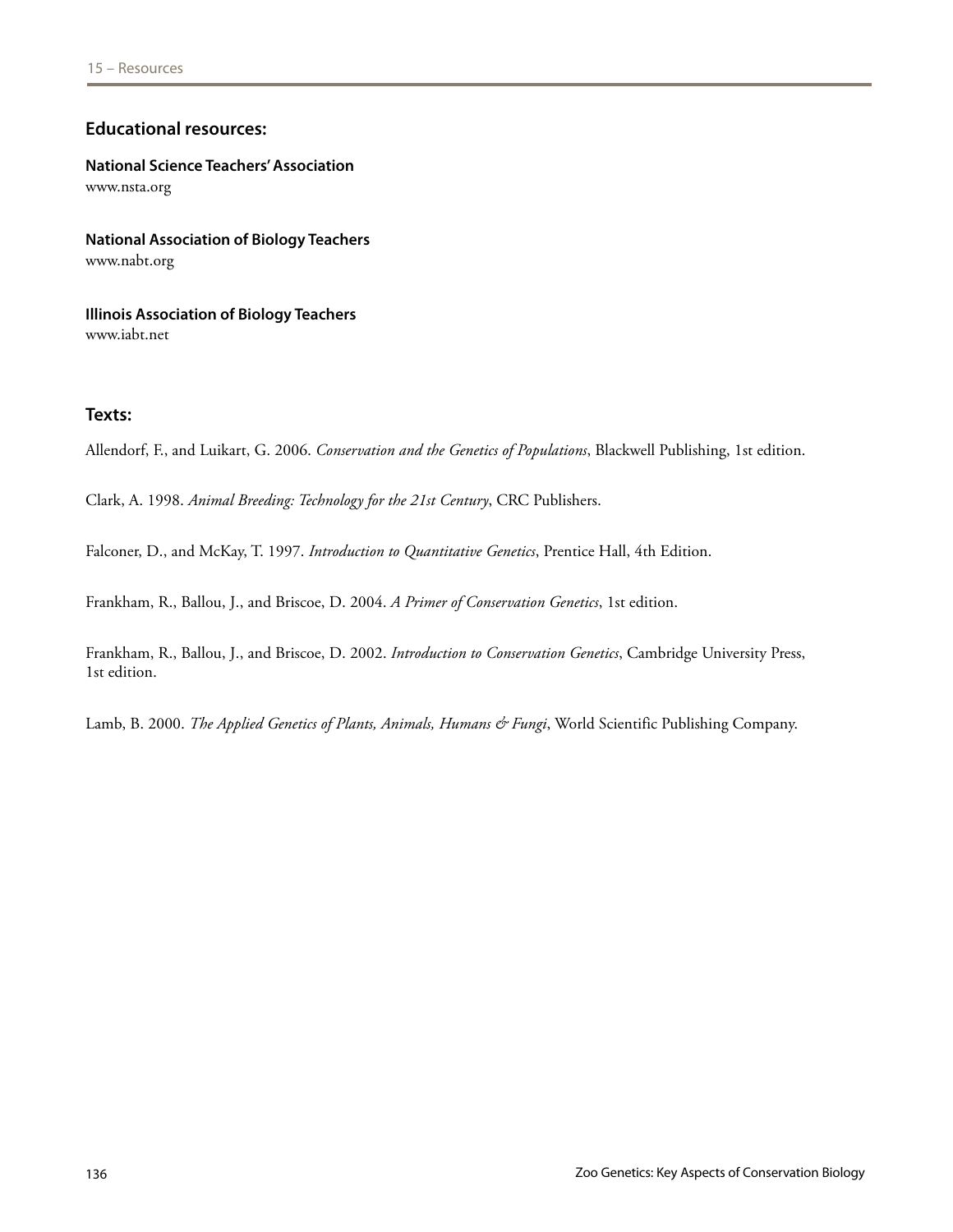## Educational resources:

**National Science Teachers' Association**
www.nsta.org

**National Association of Biology Teachers**
www.nabt.org

**Illinois Association of Biology Teachers**
www.iabt.net

## Texts:

Allendorf, F., and Luikart, G. 2006. *Conservation and the Genetics of Populations*, Blackwell Publishing, 1st edition.

Clark, A. 1998. *Animal Breeding: Technology for the 21st Century*, CRC Publishers.

Falconer, D., and McKay, T. 1997. *Introduction to Quantitative Genetics*, Prentice Hall, 4th Edition.

Frankham, R., Ballou, J., and Briscoe, D. 2004. *A Primer of Conservation Genetics*, 1st edition.

Frankham, R., Ballou, J., and Briscoe, D. 2002. *Introduction to Conservation Genetics*, Cambridge University Press, 1st edition.

Lamb, B. 2000. *The Applied Genetics of Plants, Animals, Humans & Fungi*, World Scientific Publishing Company.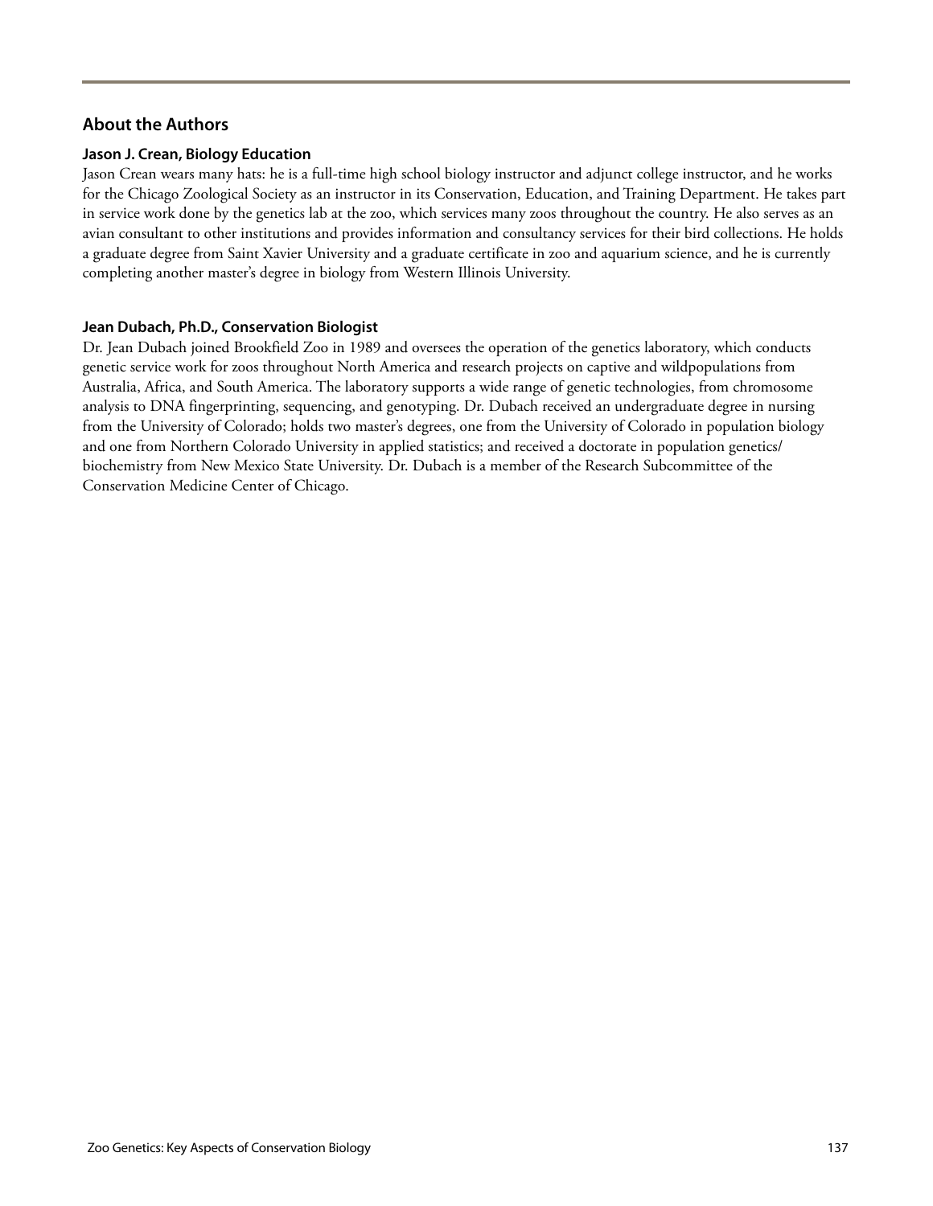## About the Authors

### Jason J. Crean, Biology Education

Jason Crean wears many hats: he is a full-time high school biology instructor and adjunct college instructor, and he works for the Chicago Zoological Society as an instructor in its Conservation, Education, and Training Department. He takes part in service work done by the genetics lab at the zoo, which services many zoos throughout the country. He also serves as an avian consultant to other institutions and provides information and consultancy services for their bird collections. He holds a graduate degree from Saint Xavier University and a graduate certificate in zoo and aquarium science, and he is currently completing another master's degree in biology from Western Illinois University.

### Jean Dubach, Ph.D., Conservation Biologist

Dr. Jean Dubach joined Brookfield Zoo in 1989 and oversees the operation of the genetics laboratory, which conducts genetic service work for zoos throughout North America and research projects on captive and wildpopulations from Australia, Africa, and South America. The laboratory supports a wide range of genetic technologies, from chromosome analysis to DNA fingerprinting, sequencing, and genotyping. Dr. Dubach received an undergraduate degree in nursing from the University of Colorado; holds two master's degrees, one from the University of Colorado in population biology and one from Northern Colorado University in applied statistics; and received a doctorate in population genetics/biochemistry from New Mexico State University. Dr. Dubach is a member of the Research Subcommittee of the Conservation Medicine Center of Chicago.